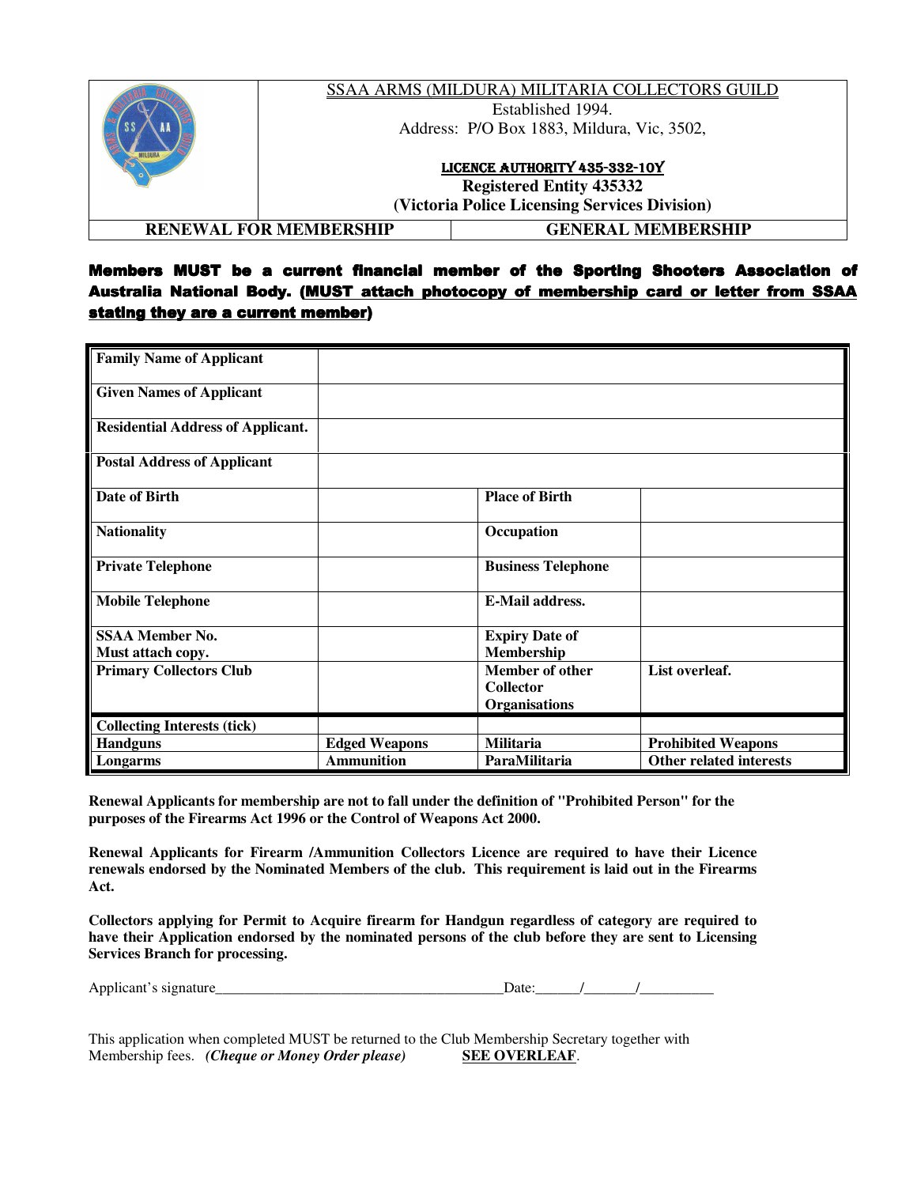SSAA ARMS (MILDURA) MILITARIA COLLECTORS GUILD

Established 1994.

Address: P/O Box 1883, Mildura, Vic, 3502,

LICENCE AUTHORITY 435-332-10Y

**Registered Entity 435332**

**(Victoria Police Licensing Services Division)**

| **RENEWAL FOR MEMBERSHIP** | **GENERAL MEMBERSHIP** |
|---|---|

**Members MUST be a current financial member of the Sporting Shooters Association of Australia National Body. (MUST attach photocopy of membership card or letter from SSAA stating they are a current member)**

| | | | |
|---|---|---|---|
| **Family Name of Applicant** | | | |
| **Given Names of Applicant** | | | |
| **Residential Address of Applicant.** | | | |
| **Postal Address of Applicant** | | | |
| **Date of Birth** | | **Place of Birth** | |
| **Nationality** | | **Occupation** | |
| **Private Telephone** | | **Business Telephone** | |
| **Mobile Telephone** | | **E-Mail address.** | |
| **SSAA Member No. Must attach copy.** | | **Expiry Date of Membership** | |
| **Primary Collectors Club** | | **Member of other Collector Organisations** | **List overleaf.** |
| **Collecting Interests (tick)** | | | |
| **Handguns** | **Edged Weapons** | **Militaria** | **Prohibited Weapons** |
| **Longarms** | **Ammunition** | **ParaMilitaria** | **Other related interests** |

**Renewal Applicants for membership are not to fall under the definition of "Prohibited Person" for the purposes of the Firearms Act 1996 or the Control of Weapons Act 2000.**

**Renewal Applicants for Firearm /Ammunition Collectors Licence are required to have their Licence renewals endorsed by the Nominated Members of the club. This requirement is laid out in the Firearms Act.**

**Collectors applying for Permit to Acquire firearm for Handgun regardless of category are required to have their Application endorsed by the nominated persons of the club before they are sent to Licensing Services Branch for processing.**

Applicant's signature_______________________________________Date:______/_______/__________

This application when completed MUST be returned to the Club Membership Secretary together with Membership fees. ***(Cheque or Money Order please)*** **SEE OVERLEAF**.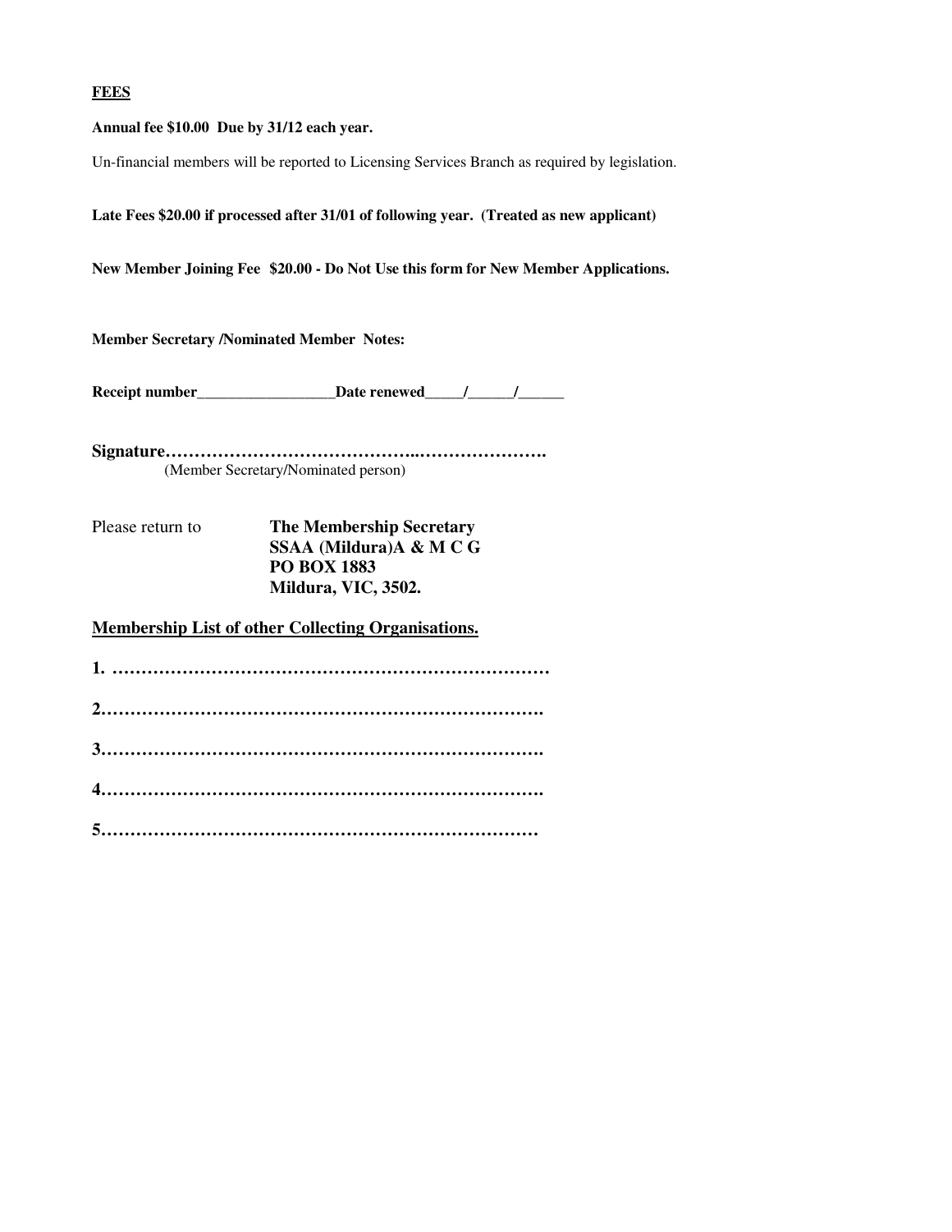**FEES**

**Annual fee $10.00 Due by 31/12 each year.**

Un-financial members will be reported to Licensing Services Branch as required by legislation.

**Late Fees $20.00 if processed after 31/01 of following year. (Treated as new applicant)**

**New Member Joining Fee $20.00 - Do Not Use this form for New Member Applications.**

**Member Secretary /Nominated Member Notes:**

**Receipt number__________________Date renewed_____/______/______**

**Signature…………………………………..………………….**
(Member Secretary/Nominated person)

Please return to **The Membership Secretary**
**SSAA (Mildura)A & M C G**
**PO BOX 1883**
**Mildura, VIC, 3502.**

**Membership List of other Collecting Organisations.**

**1. …………………………………………………………………**

**2………………………………………………………………….**

**3………………………………………………………………….**

**4………………………………………………………………….**

**5…………………………………………………………………**